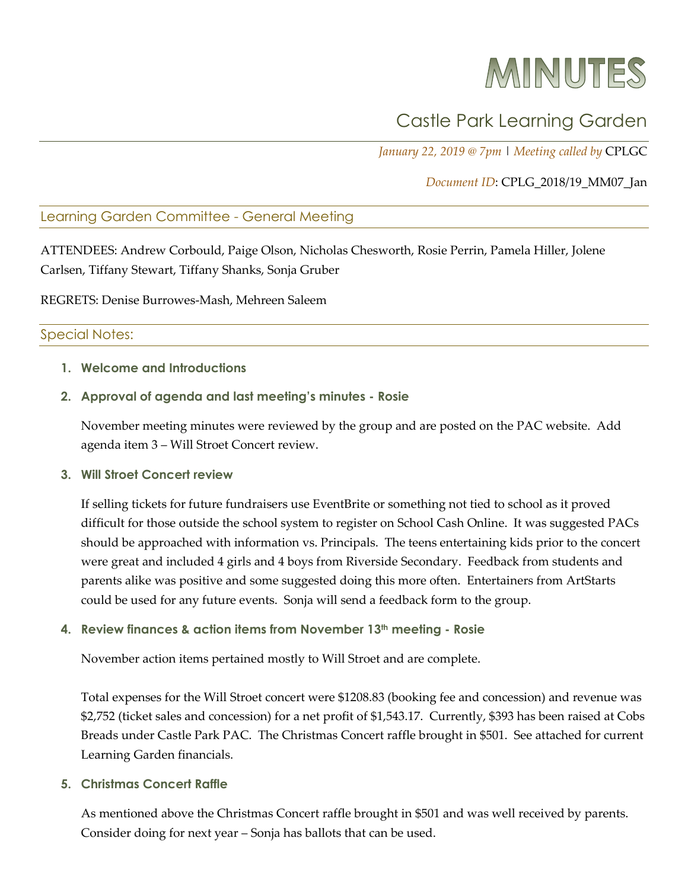# MINUTES

## Castle Park Learning Garden

*January 22, 2019 @ 7pm* | *Meeting called by* CPLGC

*Document ID*: CPLG_2018/19_MM07_Jan

### Learning Garden Committee - General Meeting

ATTENDEES: Andrew Corbould, Paige Olson, Nicholas Chesworth, Rosie Perrin, Pamela Hiller, Jolene Carlsen, Tiffany Stewart, Tiffany Shanks, Sonja Gruber

REGRETS: Denise Burrowes-Mash, Mehreen Saleem

### Special Notes:

1. **Welcome and Introductions**
2. **Approval of agenda and last meeting's minutes - Rosie**

   November meeting minutes were reviewed by the group and are posted on the PAC website. Add agenda item 3 – Will Stroet Concert review.

3. **Will Stroet Concert review**

   If selling tickets for future fundraisers use EventBrite or something not tied to school as it proved difficult for those outside the school system to register on School Cash Online. It was suggested PACs should be approached with information vs. Principals. The teens entertaining kids prior to the concert were great and included 4 girls and 4 boys from Riverside Secondary. Feedback from students and parents alike was positive and some suggested doing this more often. Entertainers from ArtStarts could be used for any future events. Sonja will send a feedback form to the group.

4. **Review finances & action items from November 13th meeting - Rosie**

   November action items pertained mostly to Will Stroet and are complete.

   Total expenses for the Will Stroet concert were $1208.83 (booking fee and concession) and revenue was $2,752 (ticket sales and concession) for a net profit of $1,543.17. Currently, $393 has been raised at Cobs Breads under Castle Park PAC. The Christmas Concert raffle brought in $501. See attached for current Learning Garden financials.

5. **Christmas Concert Raffle**

   As mentioned above the Christmas Concert raffle brought in $501 and was well received by parents. Consider doing for next year – Sonja has ballots that can be used.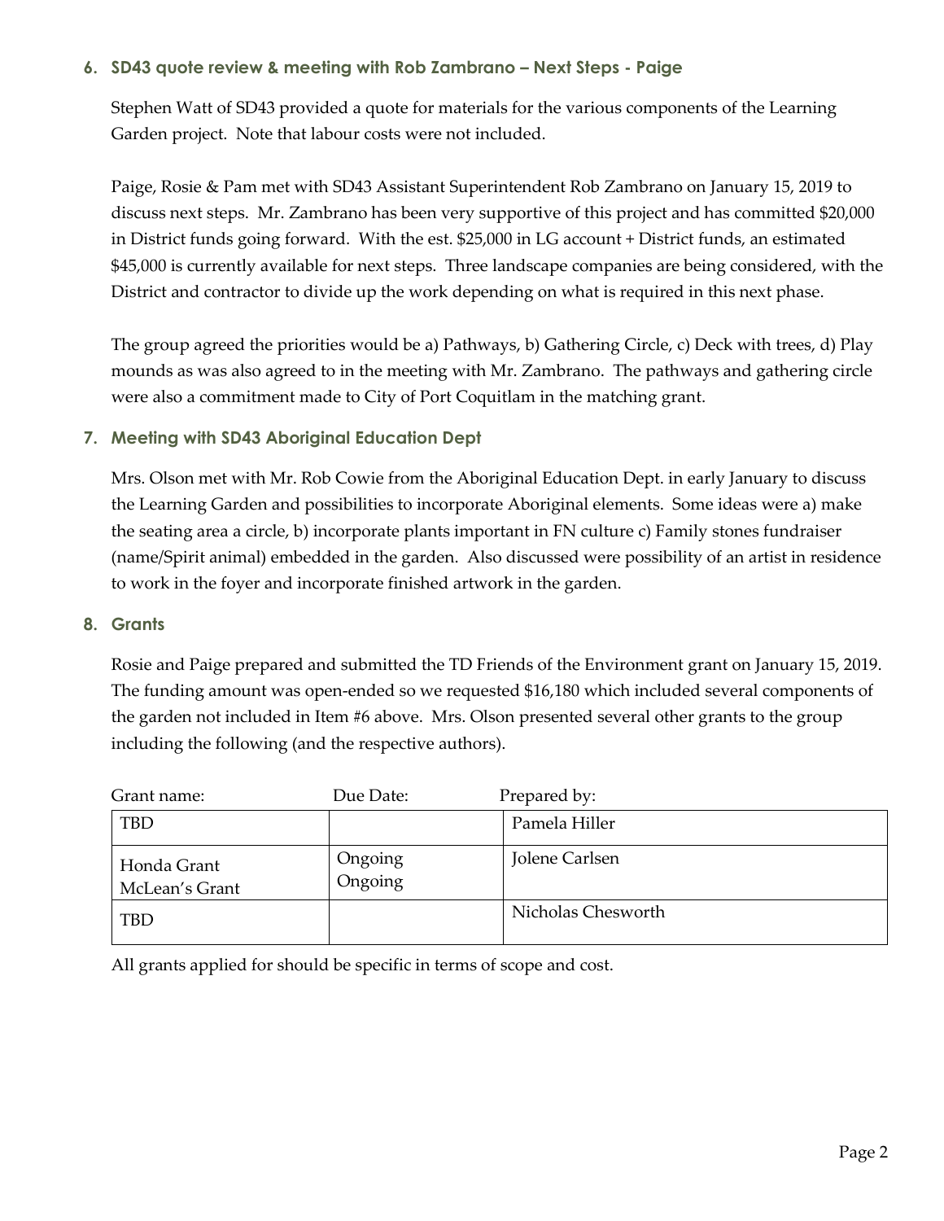### 6. SD43 quote review & meeting with Rob Zambrano – Next Steps - Paige

Stephen Watt of SD43 provided a quote for materials for the various components of the Learning Garden project. Note that labour costs were not included.

Paige, Rosie & Pam met with SD43 Assistant Superintendent Rob Zambrano on January 15, 2019 to discuss next steps. Mr. Zambrano has been very supportive of this project and has committed $20,000 in District funds going forward. With the est. $25,000 in LG account + District funds, an estimated $45,000 is currently available for next steps. Three landscape companies are being considered, with the District and contractor to divide up the work depending on what is required in this next phase.

The group agreed the priorities would be a) Pathways, b) Gathering Circle, c) Deck with trees, d) Play mounds as was also agreed to in the meeting with Mr. Zambrano. The pathways and gathering circle were also a commitment made to City of Port Coquitlam in the matching grant.

### 7. Meeting with SD43 Aboriginal Education Dept

Mrs. Olson met with Mr. Rob Cowie from the Aboriginal Education Dept. in early January to discuss the Learning Garden and possibilities to incorporate Aboriginal elements. Some ideas were a) make the seating area a circle, b) incorporate plants important in FN culture c) Family stones fundraiser (name/Spirit animal) embedded in the garden. Also discussed were possibility of an artist in residence to work in the foyer and incorporate finished artwork in the garden.

### 8. Grants

Rosie and Paige prepared and submitted the TD Friends of the Environment grant on January 15, 2019. The funding amount was open-ended so we requested $16,180 which included several components of the garden not included in Item #6 above. Mrs. Olson presented several other grants to the group including the following (and the respective authors).

| Grant name: | Due Date: | Prepared by: |
| --- | --- | --- |
| TBD | | Pamela Hiller |
| Honda Grant<br>McLean's Grant | Ongoing<br>Ongoing | Jolene Carlsen |
| TBD | | Nicholas Chesworth |

All grants applied for should be specific in terms of scope and cost.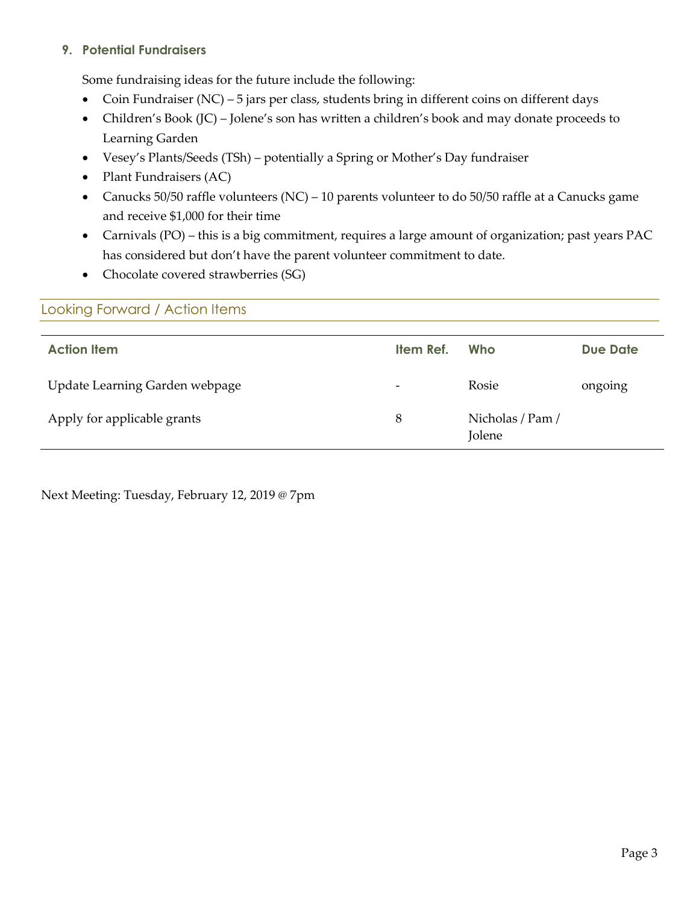### 9. Potential Fundraisers

Some fundraising ideas for the future include the following:

- Coin Fundraiser (NC) – 5 jars per class, students bring in different coins on different days
- Children's Book (JC) – Jolene's son has written a children's book and may donate proceeds to Learning Garden
- Vesey's Plants/Seeds (TSh) – potentially a Spring or Mother's Day fundraiser
- Plant Fundraisers (AC)
- Canucks 50/50 raffle volunteers (NC) – 10 parents volunteer to do 50/50 raffle at a Canucks game and receive $1,000 for their time
- Carnivals (PO) – this is a big commitment, requires a large amount of organization; past years PAC has considered but don't have the parent volunteer commitment to date.
- Chocolate covered strawberries (SG)

## Looking Forward / Action Items

| Action Item | Item Ref. | Who | Due Date |
|---|---|---|---|
| Update Learning Garden webpage | - | Rosie | ongoing |
| Apply for applicable grants | 8 | Nicholas / Pam / Jolene | |

Next Meeting: Tuesday, February 12, 2019 @ 7pm